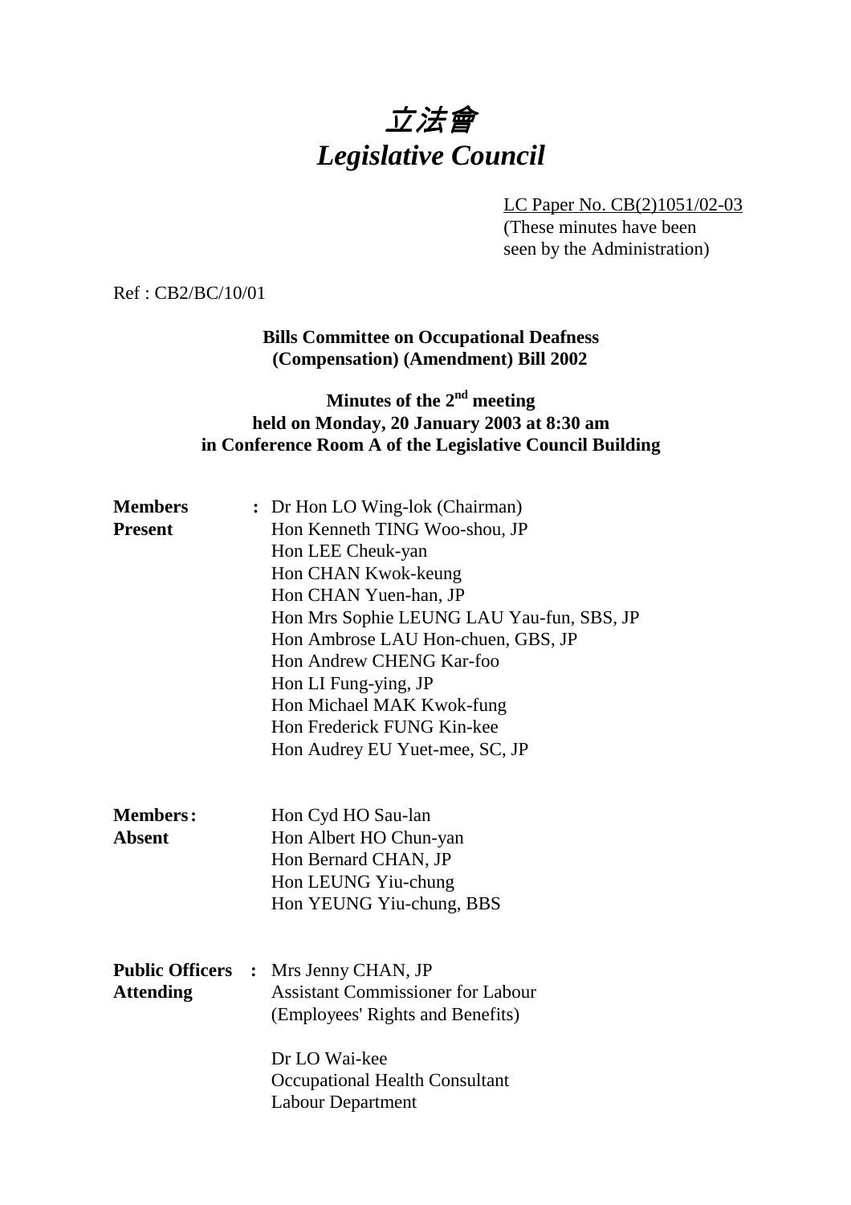# *立法會*
# *Legislative Council*

LC Paper No. CB(2)1051/02-03
(These minutes have been seen by the Administration)

Ref : CB2/BC/10/01

**Bills Committee on Occupational Deafness (Compensation) (Amendment) Bill 2002**

**Minutes of the 2nd meeting held on Monday, 20 January 2003 at 8:30 am in Conference Room A of the Legislative Council Building**

| | | |
|---|---|---|
| **Members Present** | : | Dr Hon LO Wing-lok (Chairman)<br>Hon Kenneth TING Woo-shou, JP<br>Hon LEE Cheuk-yan<br>Hon CHAN Kwok-keung<br>Hon CHAN Yuen-han, JP<br>Hon Mrs Sophie LEUNG LAU Yau-fun, SBS, JP<br>Hon Ambrose LAU Hon-chuen, GBS, JP<br>Hon Andrew CHENG Kar-foo<br>Hon LI Fung-ying, JP<br>Hon Michael MAK Kwok-fung<br>Hon Frederick FUNG Kin-kee<br>Hon Audrey EU Yuet-mee, SC, JP |
| **Members Absent** | : | Hon Cyd HO Sau-lan<br>Hon Albert HO Chun-yan<br>Hon Bernard CHAN, JP<br>Hon LEUNG Yiu-chung<br>Hon YEUNG Yiu-chung, BBS |
| **Public Officers Attending** | : | Mrs Jenny CHAN, JP<br>Assistant Commissioner for Labour<br>(Employees' Rights and Benefits)<br><br>Dr LO Wai-kee<br>Occupational Health Consultant<br>Labour Department |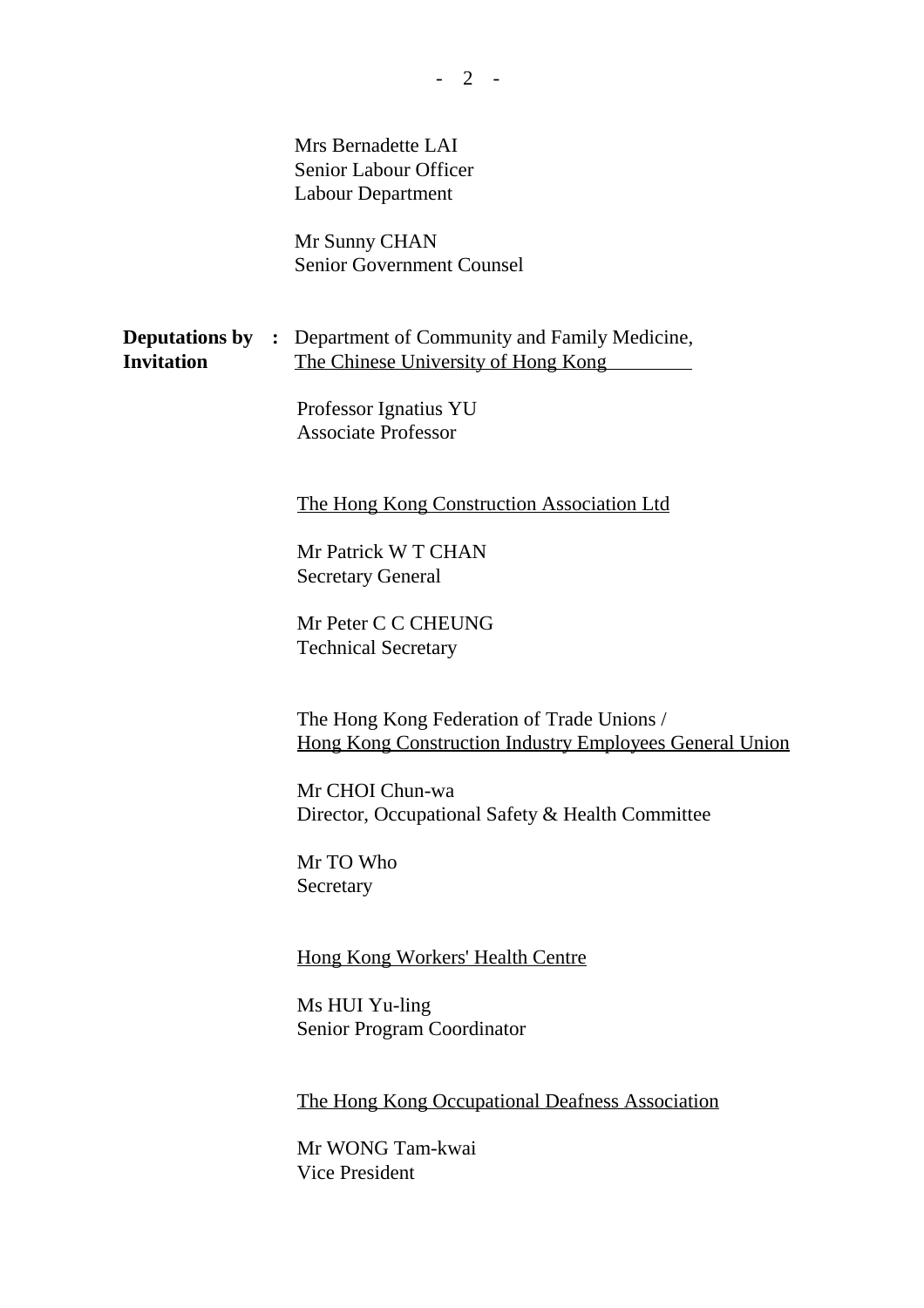Mrs Bernadette LAI
Senior Labour Officer
Labour Department

Mr Sunny CHAN
Senior Government Counsel

**Deputations by Invitation** : Department of Community and Family Medicine, The Chinese University of Hong Kong

Professor Ignatius YU
Associate Professor

The Hong Kong Construction Association Ltd

Mr Patrick W T CHAN
Secretary General

Mr Peter C C CHEUNG
Technical Secretary

The Hong Kong Federation of Trade Unions / Hong Kong Construction Industry Employees General Union

Mr CHOI Chun-wa
Director, Occupational Safety & Health Committee

Mr TO Who
Secretary

Hong Kong Workers' Health Centre

Ms HUI Yu-ling
Senior Program Coordinator

The Hong Kong Occupational Deafness Association

Mr WONG Tam-kwai
Vice President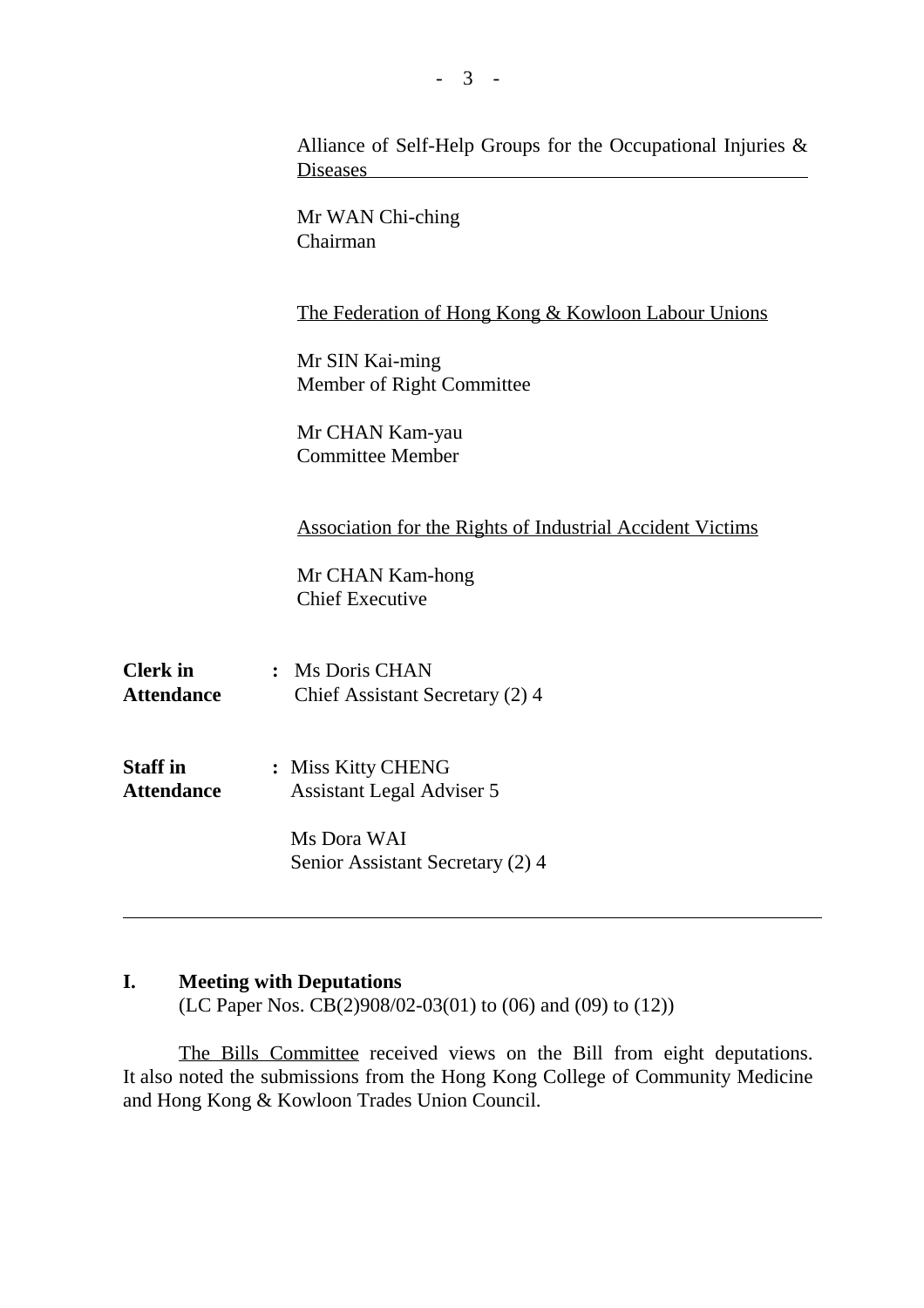Alliance of Self-Help Groups for the Occupational Injuries & Diseases

Mr WAN Chi-ching
Chairman

The Federation of Hong Kong & Kowloon Labour Unions

Mr SIN Kai-ming
Member of Right Committee

Mr CHAN Kam-yau
Committee Member

Association for the Rights of Industrial Accident Victims

Mr CHAN Kam-hong
Chief Executive

**Clerk in Attendance** : Ms Doris CHAN
Chief Assistant Secretary (2) 4

**Staff in Attendance** : Miss Kitty CHENG
Assistant Legal Adviser 5

Ms Dora WAI
Senior Assistant Secretary (2) 4

---

## I. Meeting with Deputations

(LC Paper Nos. CB(2)908/02-03(01) to (06) and (09) to (12))

The Bills Committee received views on the Bill from eight deputations. It also noted the submissions from the Hong Kong College of Community Medicine and Hong Kong & Kowloon Trades Union Council.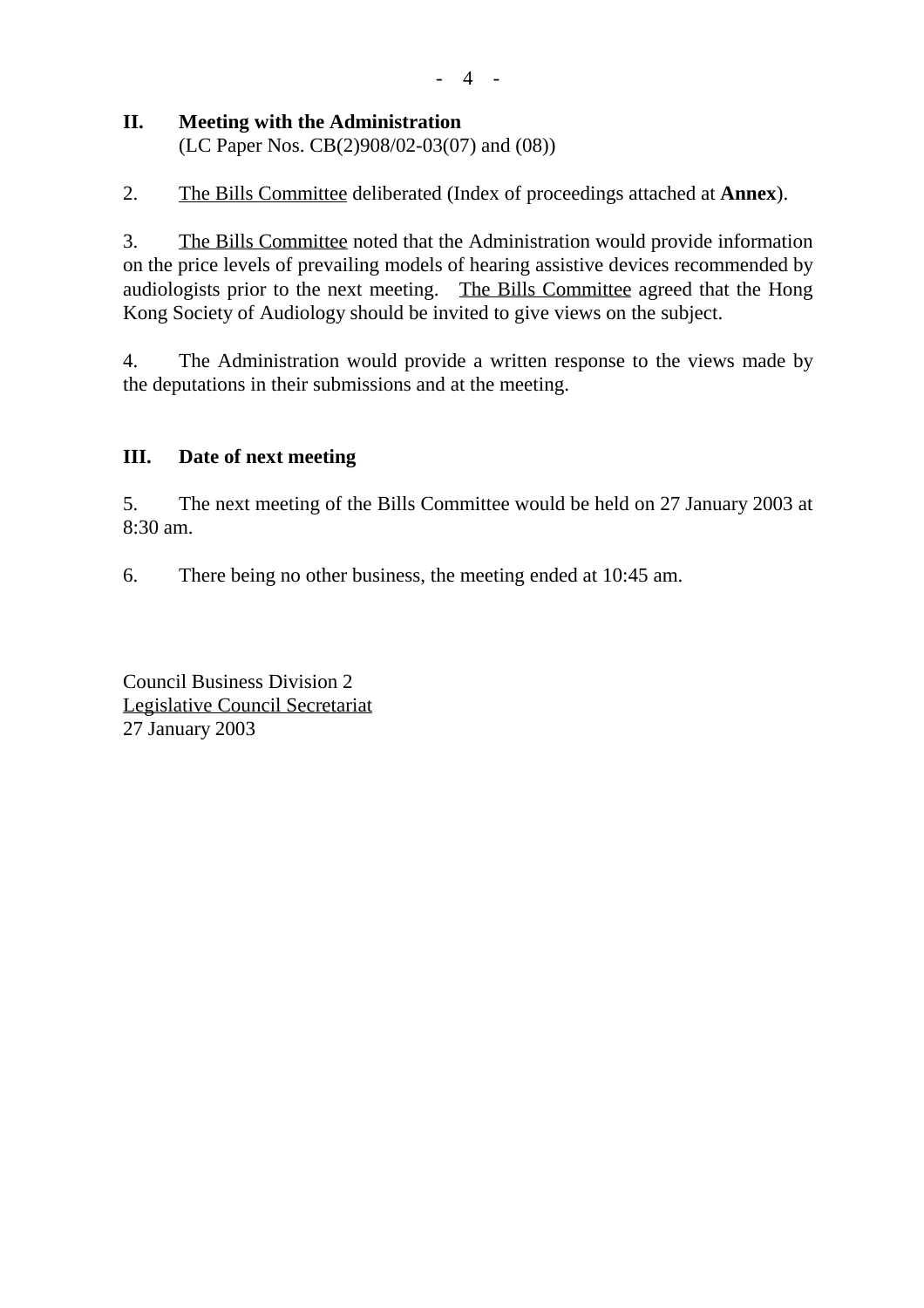## II. Meeting with the Administration

(LC Paper Nos. CB(2)908/02-03(07) and (08))

2. The Bills Committee deliberated (Index of proceedings attached at **Annex**).

3. The Bills Committee noted that the Administration would provide information on the price levels of prevailing models of hearing assistive devices recommended by audiologists prior to the next meeting. The Bills Committee agreed that the Hong Kong Society of Audiology should be invited to give views on the subject.

4. The Administration would provide a written response to the views made by the deputations in their submissions and at the meeting.

## III. Date of next meeting

5. The next meeting of the Bills Committee would be held on 27 January 2003 at 8:30 am.

6. There being no other business, the meeting ended at 10:45 am.

Council Business Division 2
Legislative Council Secretariat
27 January 2003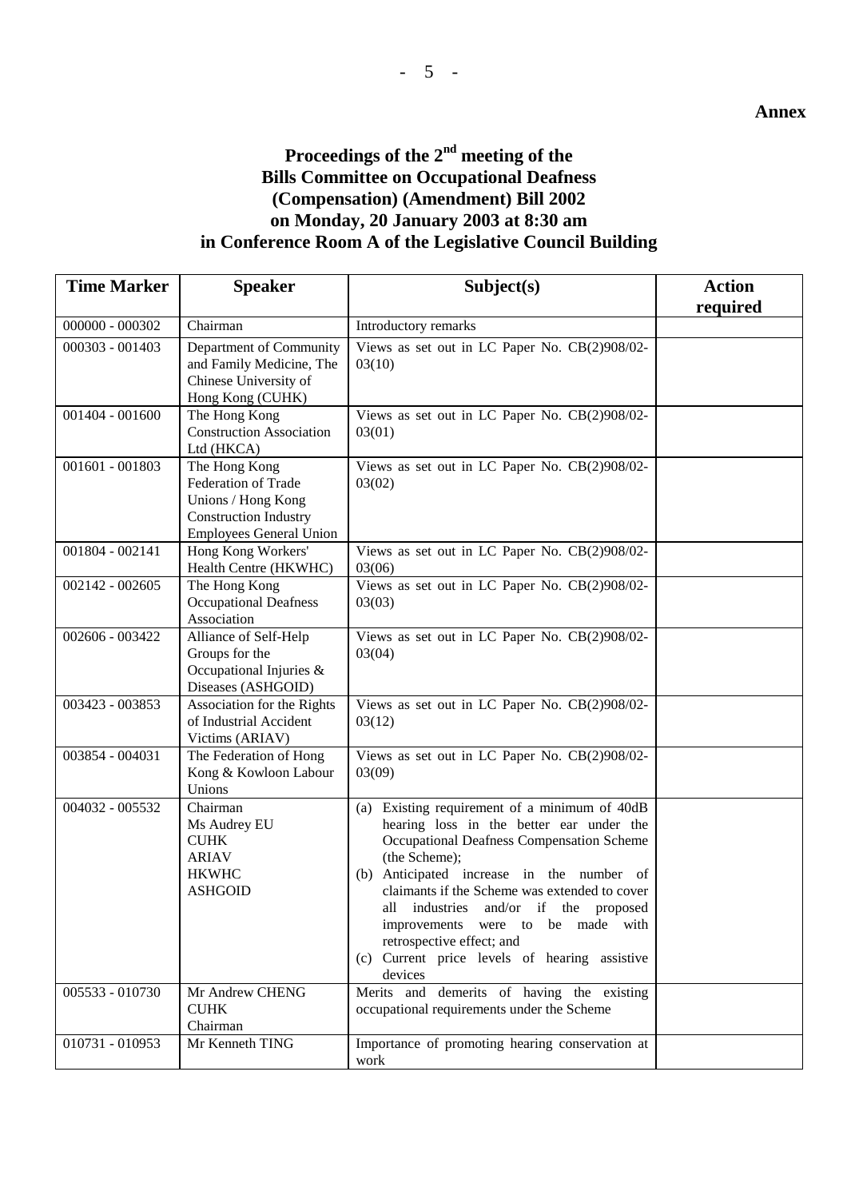**Annex**

# Proceedings of the 2nd meeting of the Bills Committee on Occupational Deafness (Compensation) (Amendment) Bill 2002 on Monday, 20 January 2003 at 8:30 am in Conference Room A of the Legislative Council Building

| Time Marker | Speaker | Subject(s) | Action required |
|---|---|---|---|
| 000000 - 000302 | Chairman | Introductory remarks | |
| 000303 - 001403 | Department of Community and Family Medicine, The Chinese University of Hong Kong (CUHK) | Views as set out in LC Paper No. CB(2)908/02-03(10) | |
| 001404 - 001600 | The Hong Kong Construction Association Ltd (HKCA) | Views as set out in LC Paper No. CB(2)908/02-03(01) | |
| 001601 - 001803 | The Hong Kong Federation of Trade Unions / Hong Kong Construction Industry Employees General Union | Views as set out in LC Paper No. CB(2)908/02-03(02) | |
| 001804 - 002141 | Hong Kong Workers' Health Centre (HKWHC) | Views as set out in LC Paper No. CB(2)908/02-03(06) | |
| 002142 - 002605 | The Hong Kong Occupational Deafness Association | Views as set out in LC Paper No. CB(2)908/02-03(03) | |
| 002606 - 003422 | Alliance of Self-Help Groups for the Occupational Injuries & Diseases (ASHGOID) | Views as set out in LC Paper No. CB(2)908/02-03(04) | |
| 003423 - 003853 | Association for the Rights of Industrial Accident Victims (ARIAV) | Views as set out in LC Paper No. CB(2)908/02-03(12) | |
| 003854 - 004031 | The Federation of Hong Kong & Kowloon Labour Unions | Views as set out in LC Paper No. CB(2)908/02-03(09) | |
| 004032 - 005532 | Chairman<br>Ms Audrey EU<br>CUHK<br>ARIAV<br>HKWHC<br>ASHGOID | (a) Existing requirement of a minimum of 40dB hearing loss in the better ear under the Occupational Deafness Compensation Scheme (the Scheme);<br>(b) Anticipated increase in the number of claimants if the Scheme was extended to cover all industries and/or if the proposed improvements were to be made with retrospective effect; and<br>(c) Current price levels of hearing assistive devices | |
| 005533 - 010730 | Mr Andrew CHENG<br>CUHK<br>Chairman | Merits and demerits of having the existing occupational requirements under the Scheme | |
| 010731 - 010953 | Mr Kenneth TING | Importance of promoting hearing conservation at work | |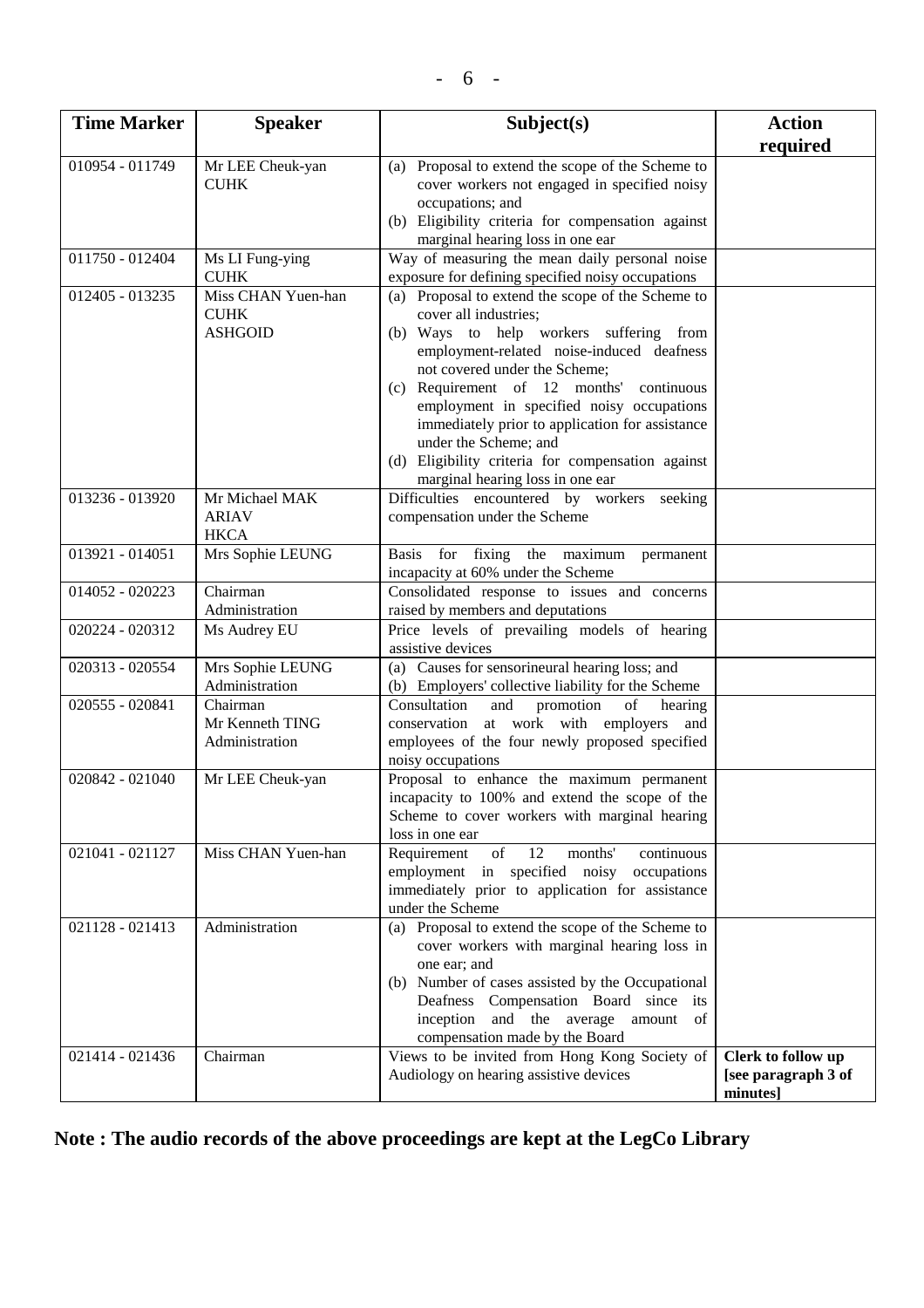| Time Marker | Speaker | Subject(s) | Action required |
|---|---|---|---|
| 010954 - 011749 | Mr LEE Cheuk-yan<br>CUHK | (a) Proposal to extend the scope of the Scheme to cover workers not engaged in specified noisy occupations; and<br>(b) Eligibility criteria for compensation against marginal hearing loss in one ear | |
| 011750 - 012404 | Ms LI Fung-ying<br>CUHK | Way of measuring the mean daily personal noise exposure for defining specified noisy occupations | |
| 012405 - 013235 | Miss CHAN Yuen-han<br>CUHK<br>ASHGOID | (a) Proposal to extend the scope of the Scheme to cover all industries;<br>(b) Ways to help workers suffering from employment-related noise-induced deafness not covered under the Scheme;<br>(c) Requirement of 12 months' continuous employment in specified noisy occupations immediately prior to application for assistance under the Scheme; and<br>(d) Eligibility criteria for compensation against marginal hearing loss in one ear | |
| 013236 - 013920 | Mr Michael MAK<br>ARIAV<br>HKCA | Difficulties encountered by workers seeking compensation under the Scheme | |
| 013921 - 014051 | Mrs Sophie LEUNG | Basis for fixing the maximum permanent incapacity at 60% under the Scheme | |
| 014052 - 020223 | Chairman<br>Administration | Consolidated response to issues and concerns raised by members and deputations | |
| 020224 - 020312 | Ms Audrey EU | Price levels of prevailing models of hearing assistive devices | |
| 020313 - 020554 | Mrs Sophie LEUNG<br>Administration | (a) Causes for sensorineural hearing loss; and<br>(b) Employers' collective liability for the Scheme | |
| 020555 - 020841 | Chairman<br>Mr Kenneth TING<br>Administration | Consultation and promotion of hearing conservation at work with employers and employees of the four newly proposed specified noisy occupations | |
| 020842 - 021040 | Mr LEE Cheuk-yan | Proposal to enhance the maximum permanent incapacity to 100% and extend the scope of the Scheme to cover workers with marginal hearing loss in one ear | |
| 021041 - 021127 | Miss CHAN Yuen-han | Requirement of 12 months' continuous employment in specified noisy occupations immediately prior to application for assistance under the Scheme | |
| 021128 - 021413 | Administration | (a) Proposal to extend the scope of the Scheme to cover workers with marginal hearing loss in one ear; and<br>(b) Number of cases assisted by the Occupational Deafness Compensation Board since its inception and the average amount of compensation made by the Board | |
| 021414 - 021436 | Chairman | Views to be invited from Hong Kong Society of Audiology on hearing assistive devices | **Clerk to follow up [see paragraph 3 of minutes]** |

**Note : The audio records of the above proceedings are kept at the LegCo Library**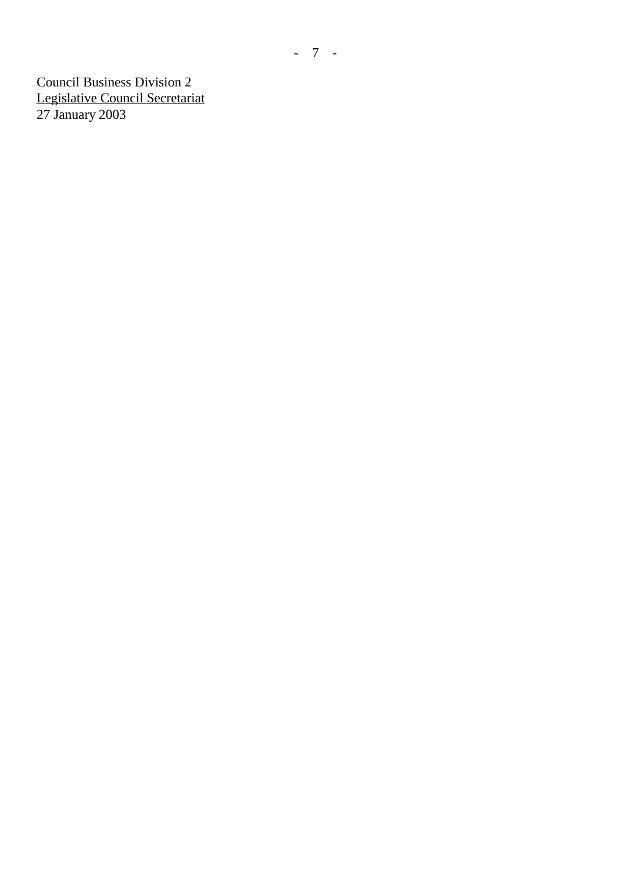Council Business Division 2
Legislative Council Secretariat
27 January 2003